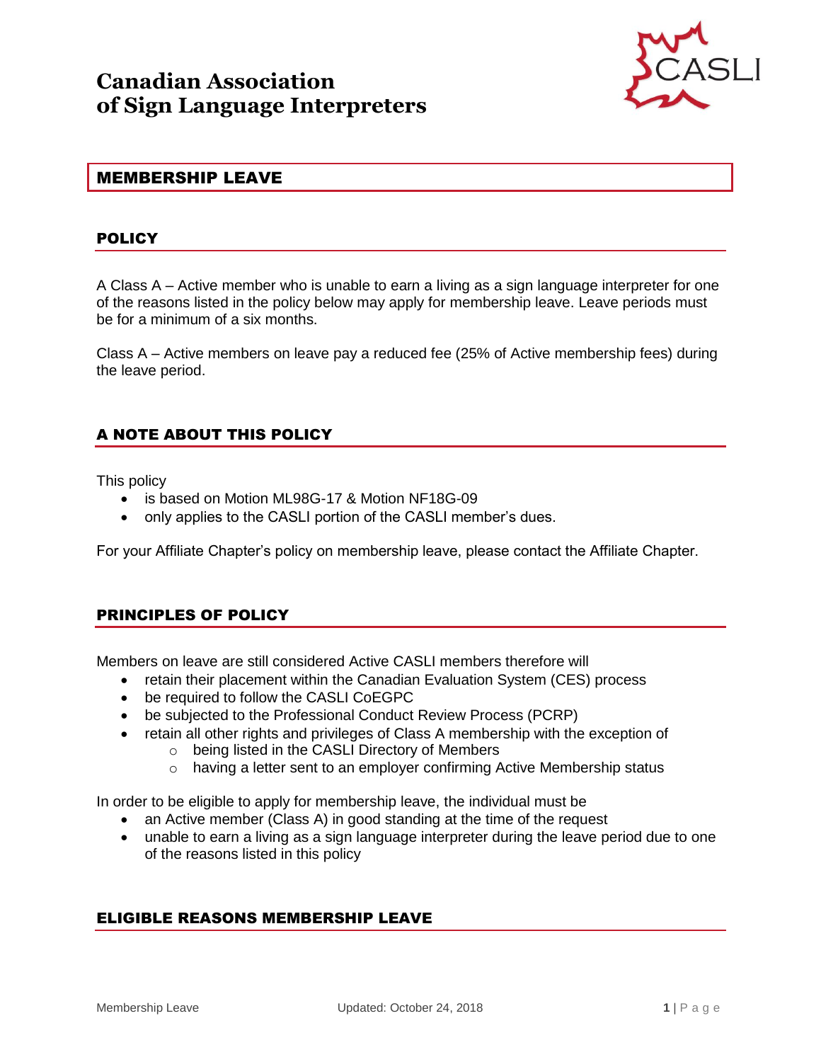# Canadian Association of Sign Language Interpreters

## MEMBERSHIP LEAVE

### POLICY

A Class A – Active member who is unable to earn a living as a sign language interpreter for one of the reasons listed in the policy below may apply for membership leave. Leave periods must be for a minimum of a six months.

Class A – Active members on leave pay a reduced fee (25% of Active membership fees) during the leave period.

### A NOTE ABOUT THIS POLICY

This policy

- is based on Motion ML98G-17 & Motion NF18G-09
- only applies to the CASLI portion of the CASLI member's dues.

For your Affiliate Chapter's policy on membership leave, please contact the Affiliate Chapter.

### PRINCIPLES OF POLICY

Members on leave are still considered Active CASLI members therefore will

- retain their placement within the Canadian Evaluation System (CES) process
- be required to follow the CASLI CoEGPC
- be subjected to the Professional Conduct Review Process (PCRP)
- retain all other rights and privileges of Class A membership with the exception of
  - being listed in the CASLI Directory of Members
  - having a letter sent to an employer confirming Active Membership status

In order to be eligible to apply for membership leave, the individual must be

- an Active member (Class A) in good standing at the time of the request
- unable to earn a living as a sign language interpreter during the leave period due to one of the reasons listed in this policy

### ELIGIBLE REASONS MEMBERSHIP LEAVE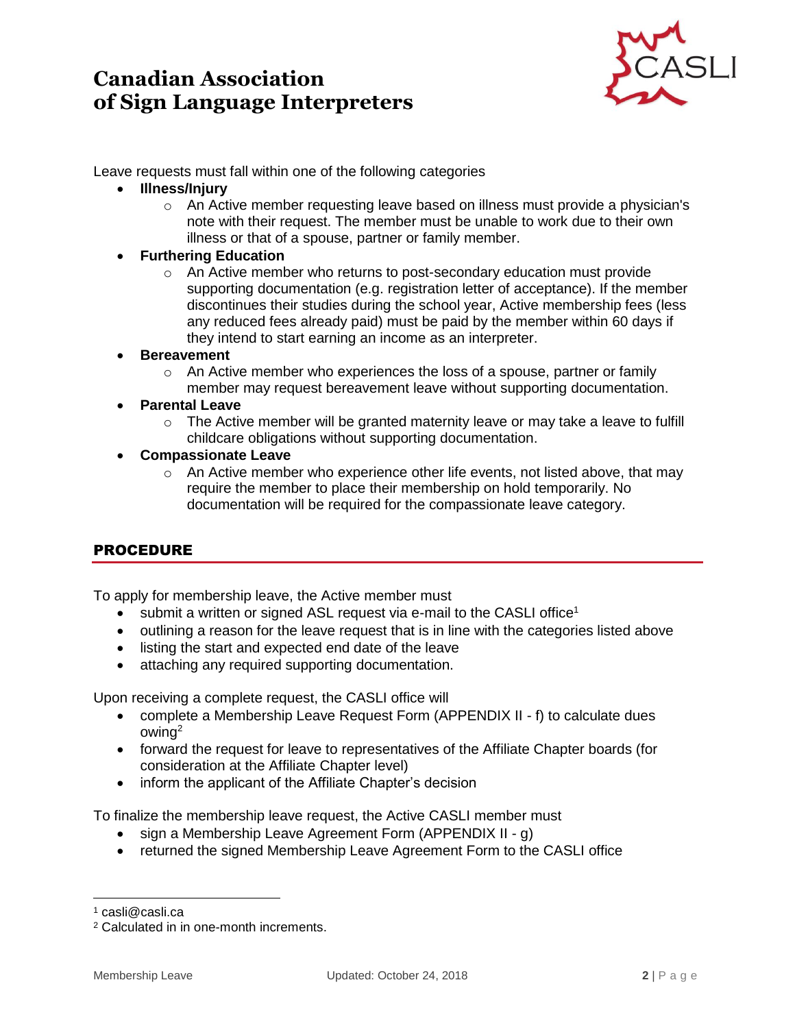Leave requests must fall within one of the following categories

- **Illness/Injury**
  - An Active member requesting leave based on illness must provide a physician's note with their request. The member must be unable to work due to their own illness or that of a spouse, partner or family member.
- **Furthering Education**
  - An Active member who returns to post-secondary education must provide supporting documentation (e.g. registration letter of acceptance). If the member discontinues their studies during the school year, Active membership fees (less any reduced fees already paid) must be paid by the member within 60 days if they intend to start earning an income as an interpreter.
- **Bereavement**
  - An Active member who experiences the loss of a spouse, partner or family member may request bereavement leave without supporting documentation.
- **Parental Leave**
  - The Active member will be granted maternity leave or may take a leave to fulfill childcare obligations without supporting documentation.
- **Compassionate Leave**
  - An Active member who experience other life events, not listed above, that may require the member to place their membership on hold temporarily. No documentation will be required for the compassionate leave category.

## PROCEDURE

To apply for membership leave, the Active member must

- submit a written or signed ASL request via e-mail to the CASLI office[1]
- outlining a reason for the leave request that is in line with the categories listed above
- listing the start and expected end date of the leave
- attaching any required supporting documentation.

Upon receiving a complete request, the CASLI office will

- complete a Membership Leave Request Form (APPENDIX II - f) to calculate dues owing[2]
- forward the request for leave to representatives of the Affiliate Chapter boards (for consideration at the Affiliate Chapter level)
- inform the applicant of the Affiliate Chapter's decision

To finalize the membership leave request, the Active CASLI member must

- sign a Membership Leave Agreement Form (APPENDIX II - g)
- returned the signed Membership Leave Agreement Form to the CASLI office

[1] casli@casli.ca

[2] Calculated in in one-month increments.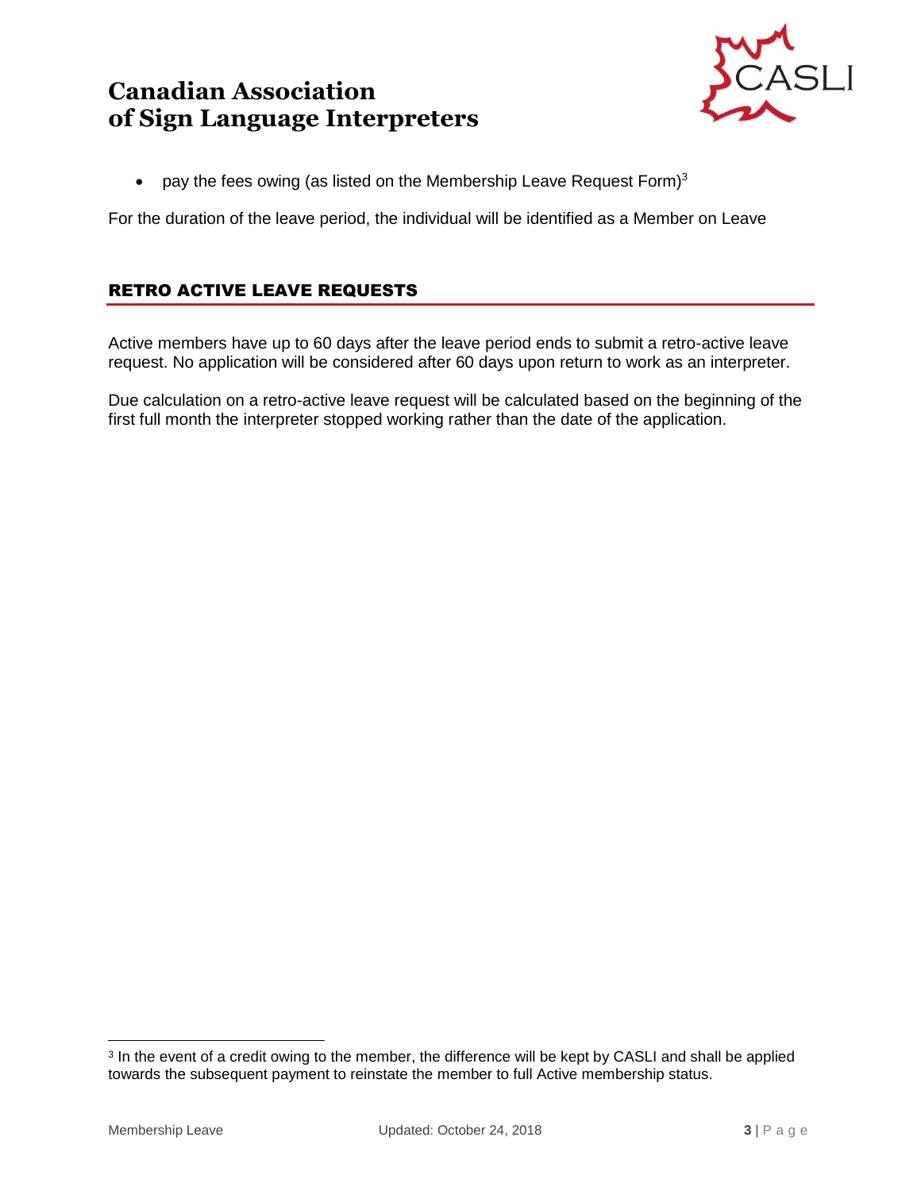- pay the fees owing (as listed on the Membership Leave Request Form)[3]

For the duration of the leave period, the individual will be identified as a Member on Leave

## RETRO ACTIVE LEAVE REQUESTS

Active members have up to 60 days after the leave period ends to submit a retro-active leave request. No application will be considered after 60 days upon return to work as an interpreter.

Due calculation on a retro-active leave request will be calculated based on the beginning of the first full month the interpreter stopped working rather than the date of the application.

[3] In the event of a credit owing to the member, the difference will be kept by CASLI and shall be applied towards the subsequent payment to reinstate the member to full Active membership status.